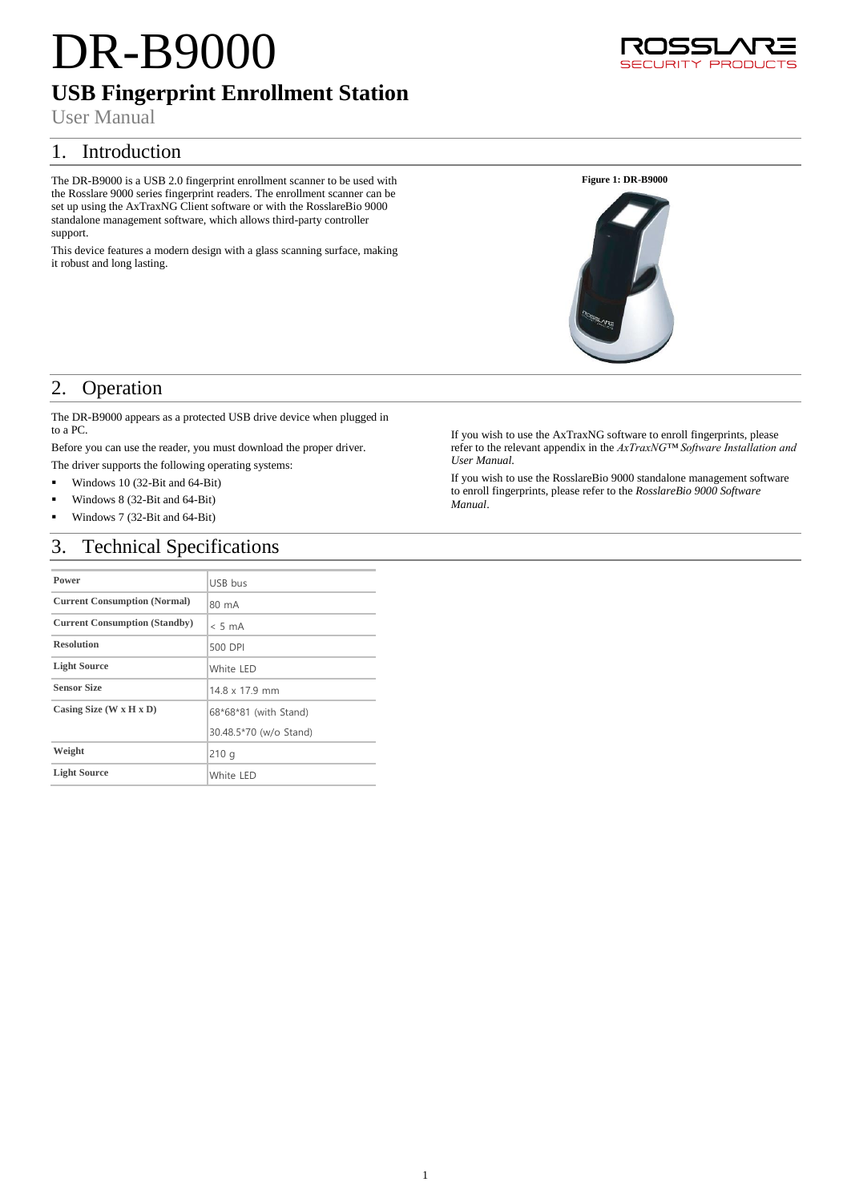# DR-B9000

## USB Fingerprint Enrollment Station

User Manual

## 1. Introduction

The DR-B9000 is a USB 2.0 fingerprint enrollment scanner to be used with the Rosslare 9000 series fingerprint readers. The enrollment scanner can be set up using the AxTraxNG Client software or with the RosslareBio 9000 standalone management software, which allows third-party controller support.

This device features a modern design with a glass scanning surface, making it robust and long lasting.

**Figure 1: DR-B9000**

## 2. Operation

The DR-B9000 appears as a protected USB drive device when plugged in to a PC.

Before you can use the reader, you must download the proper driver.

The driver supports the following operating systems:

- Windows 10 (32-Bit and 64-Bit)
- Windows 8 (32-Bit and 64-Bit)
- Windows 7 (32-Bit and 64-Bit)

If you wish to use the AxTraxNG software to enroll fingerprints, please refer to the relevant appendix in the *AxTraxNG™ Software Installation and User Manual*.

If you wish to use the RosslareBio 9000 standalone management software to enroll fingerprints, please refer to the *RosslareBio 9000 Software Manual*.

## 3. Technical Specifications

| | |
|---|---|
| **Power** | USB bus |
| **Current Consumption (Normal)** | 80 mA |
| **Current Consumption (Standby)** | < 5 mA |
| **Resolution** | 500 DPI |
| **Light Source** | White LED |
| **Sensor Size** | 14.8 x 17.9 mm |
| **Casing Size (W x H x D)** | 68*68*81 (with Stand) |
| | 30.48.5*70 (w/o Stand) |
| **Weight** | 210 g |
| **Light Source** | White LED |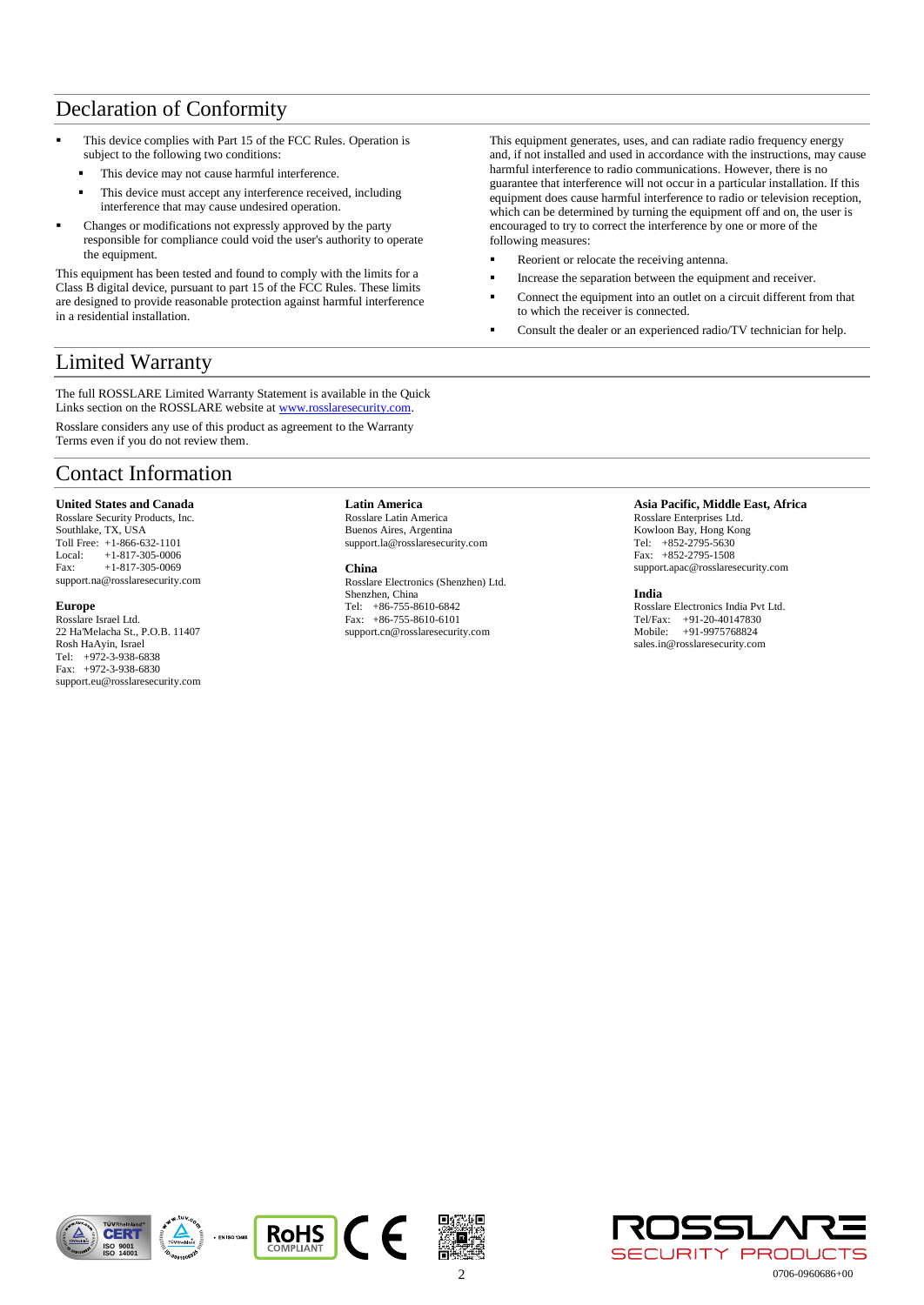# Declaration of Conformity

- This device complies with Part 15 of the FCC Rules. Operation is subject to the following two conditions:
  - This device may not cause harmful interference.
  - This device must accept any interference received, including interference that may cause undesired operation.
- Changes or modifications not expressly approved by the party responsible for compliance could void the user's authority to operate the equipment.

This equipment has been tested and found to comply with the limits for a Class B digital device, pursuant to part 15 of the FCC Rules. These limits are designed to provide reasonable protection against harmful interference in a residential installation.

This equipment generates, uses, and can radiate radio frequency energy and, if not installed and used in accordance with the instructions, may cause harmful interference to radio communications. However, there is no guarantee that interference will not occur in a particular installation. If this equipment does cause harmful interference to radio or television reception, which can be determined by turning the equipment off and on, the user is encouraged to try to correct the interference by one or more of the following measures:

- Reorient or relocate the receiving antenna.
- Increase the separation between the equipment and receiver.
- Connect the equipment into an outlet on a circuit different from that to which the receiver is connected.
- Consult the dealer or an experienced radio/TV technician for help.

# Limited Warranty

The full ROSSLARE Limited Warranty Statement is available in the Quick Links section on the ROSSLARE website at www.rosslaresecurity.com.

Rosslare considers any use of this product as agreement to the Warranty Terms even if you do not review them.

# Contact Information

**United States and Canada**
Rosslare Security Products, Inc.
Southlake, TX, USA
Toll Free: +1-866-632-1101
Local: +1-817-305-0006
Fax: +1-817-305-0069
support.na@rosslaresecurity.com

**Europe**
Rosslare Israel Ltd.
22 Ha'Melacha St., P.O.B. 11407
Rosh HaAyin, Israel
Tel: +972-3-938-6838
Fax: +972-3-938-6830
support.eu@rosslaresecurity.com

**Latin America**
Rosslare Latin America
Buenos Aires, Argentina
support.la@rosslaresecurity.com

**China**
Rosslare Electronics (Shenzhen) Ltd.
Shenzhen, China
Tel: +86-755-8610-6842
Fax: +86-755-8610-6101
support.cn@rosslaresecurity.com

**Asia Pacific, Middle East, Africa**
Rosslare Enterprises Ltd.
Kowloon Bay, Hong Kong
Tel: +852-2795-5630
Fax: +852-2795-1508
support.apac@rosslaresecurity.com

**India**
Rosslare Electronics India Pvt Ltd.
Tel/Fax: +91-20-40147830
Mobile: +91-9975768824
sales.in@rosslaresecurity.com

ROSSLARE SECURITY PRODUCTS

0706-0960686+00